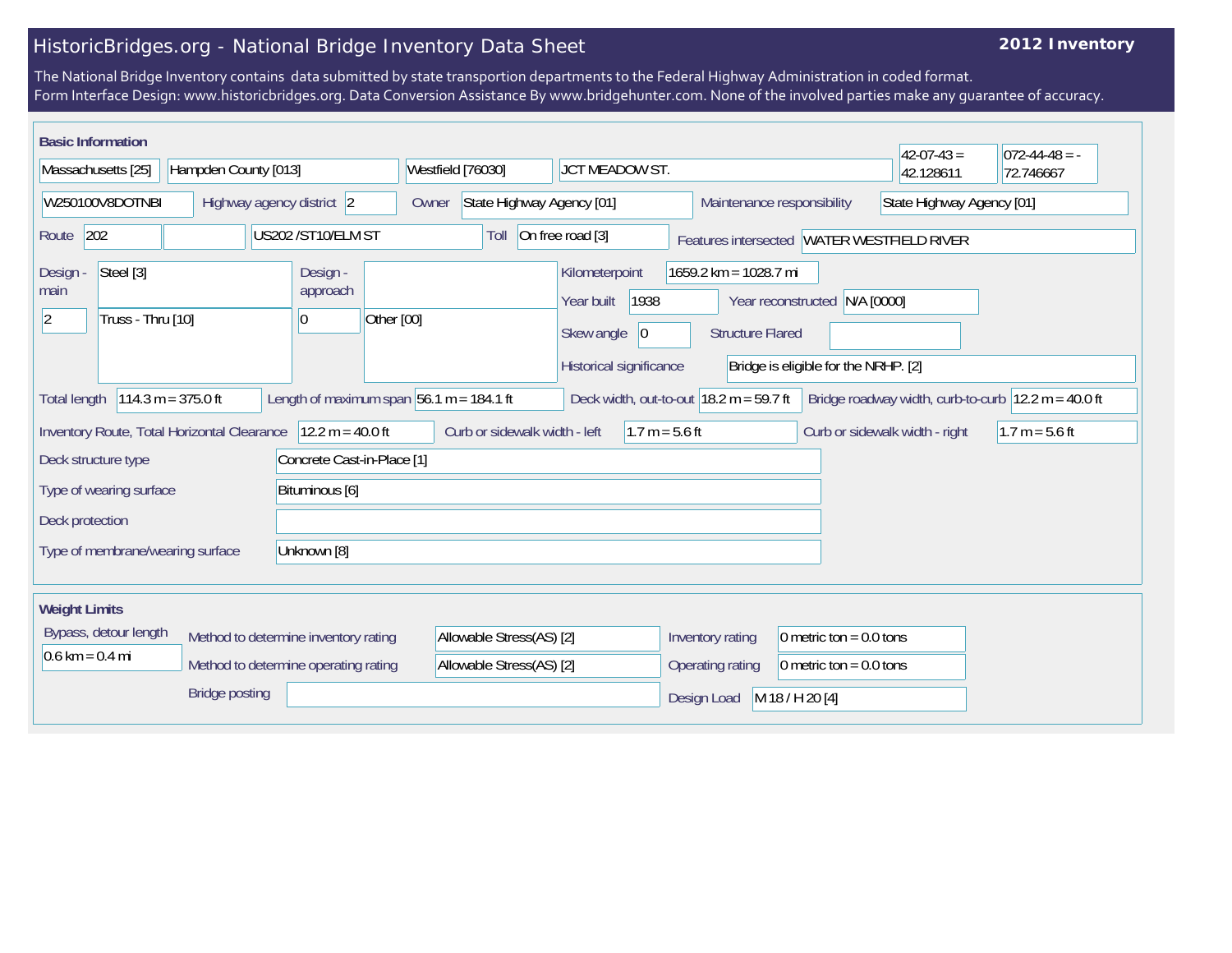# HistoricBridges.org - National Bridge Inventory Data Sheet

**2012 Inventory**

The National Bridge Inventory contains data submitted by state transportion departments to the Federal Highway Administration in coded format.
Form Interface Design: www.historicbridges.org. Data Conversion Assistance By www.bridgehunter.com. None of the involved parties make any guarantee of accuracy.

## Basic Information

| | |
|---|---|
| State | Massachusetts [25] |
| County | Hampden County [013] |
| Place | Westfield [76030] |
| Location | JCT MEADOW ST. |
| Latitude | 42-07-43 = 42.128611 |
| Longitude | 072-44-48 = -72.746667 |
| Structure Number | W250100V8DOTNBI |
| Highway agency district | 2 |
| Owner | State Highway Agency [01] |
| Maintenance responsibility | State Highway Agency [01] |
| Route | 202 |
| Facility carried | US202 /ST10/ELM ST |
| Toll | On free road [3] |
| Features intersected | WATER WESTFIELD RIVER |
| Design - main | Steel [3] |
| Main spans | 2 |
| Main design type | Truss - Thru [10] |
| Design - approach | |
| Approach spans | 0 |
| Approach design type | Other [00] |
| Kilometerpoint | 1659.2 km = 1028.7 mi |
| Year built | 1938 |
| Year reconstructed | N/A [0000] |
| Skew angle | 0 |
| Structure Flared | |
| Historical significance | Bridge is eligible for the NRHP. [2] |
| Total length | 114.3 m = 375.0 ft |
| Length of maximum span | 56.1 m = 184.1 ft |
| Deck width, out-to-out | 18.2 m = 59.7 ft |
| Bridge roadway width, curb-to-curb | 12.2 m = 40.0 ft |
| Inventory Route, Total Horizontal Clearance | 12.2 m = 40.0 ft |
| Curb or sidewalk width - left | 1.7 m = 5.6 ft |
| Curb or sidewalk width - right | 1.7 m = 5.6 ft |
| Deck structure type | Concrete Cast-in-Place [1] |
| Type of wearing surface | Bituminous [6] |
| Deck protection | |
| Type of membrane/wearing surface | Unknown [8] |

## Weight Limits

| | |
|---|---|
| Bypass, detour length | 0.6 km = 0.4 mi |
| Method to determine inventory rating | Allowable Stress(AS) [2] |
| Method to determine operating rating | Allowable Stress(AS) [2] |
| Inventory rating | 0 metric ton = 0.0 tons |
| Operating rating | 0 metric ton = 0.0 tons |
| Bridge posting | |
| Design Load | M 18 / H 20 [4] |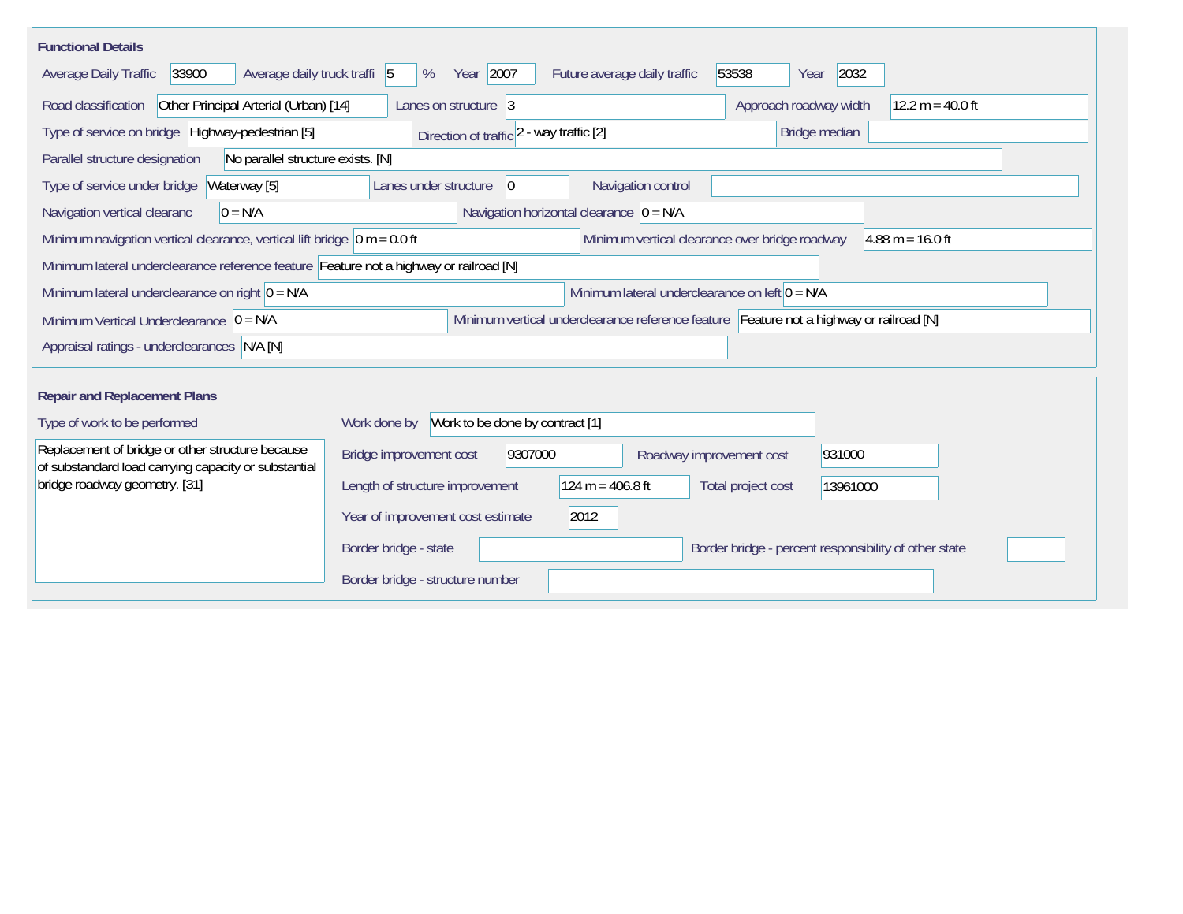## Functional Details

| Field | Value |
|---|---|
| Average Daily Traffic | 33900 |
| Average daily truck traffi | 5 % |
| Year | 2007 |
| Future average daily traffic | 53538 |
| Year | 2032 |
| Road classification | Other Principal Arterial (Urban) [14] |
| Lanes on structure | 3 |
| Approach roadway width | 12.2 m = 40.0 ft |
| Type of service on bridge | Highway-pedestrian [5] |
| Direction of traffic | 2 - way traffic [2] |
| Bridge median | |
| Parallel structure designation | No parallel structure exists. [N] |
| Type of service under bridge | Waterway [5] |
| Lanes under structure | 0 |
| Navigation control | |
| Navigation vertical clearanc | 0 = N/A |
| Navigation horizontal clearance | 0 = N/A |
| Minimum navigation vertical clearance, vertical lift bridge | 0 m = 0.0 ft |
| Minimum vertical clearance over bridge roadway | 4.88 m = 16.0 ft |
| Minimum lateral underclearance reference feature | Feature not a highway or railroad [N] |
| Minimum lateral underclearance on right | 0 = N/A |
| Minimum lateral underclearance on left | 0 = N/A |
| Minimum Vertical Underclearance | 0 = N/A |
| Minimum vertical underclearance reference feature | Feature not a highway or railroad [N] |
| Appraisal ratings - underclearances | N/A [N] |

## Repair and Replacement Plans

| Field | Value |
|---|---|
| Type of work to be performed | Replacement of bridge or other structure because of substandard load carrying capacity or substantial bridge roadway geometry. [31] |
| Work done by | Work to be done by contract [1] |
| Bridge improvement cost | 9307000 |
| Roadway improvement cost | 931000 |
| Length of structure improvement | 124 m = 406.8 ft |
| Total project cost | 13961000 |
| Year of improvement cost estimate | 2012 |
| Border bridge - state | |
| Border bridge - percent responsibility of other state | |
| Border bridge - structure number | |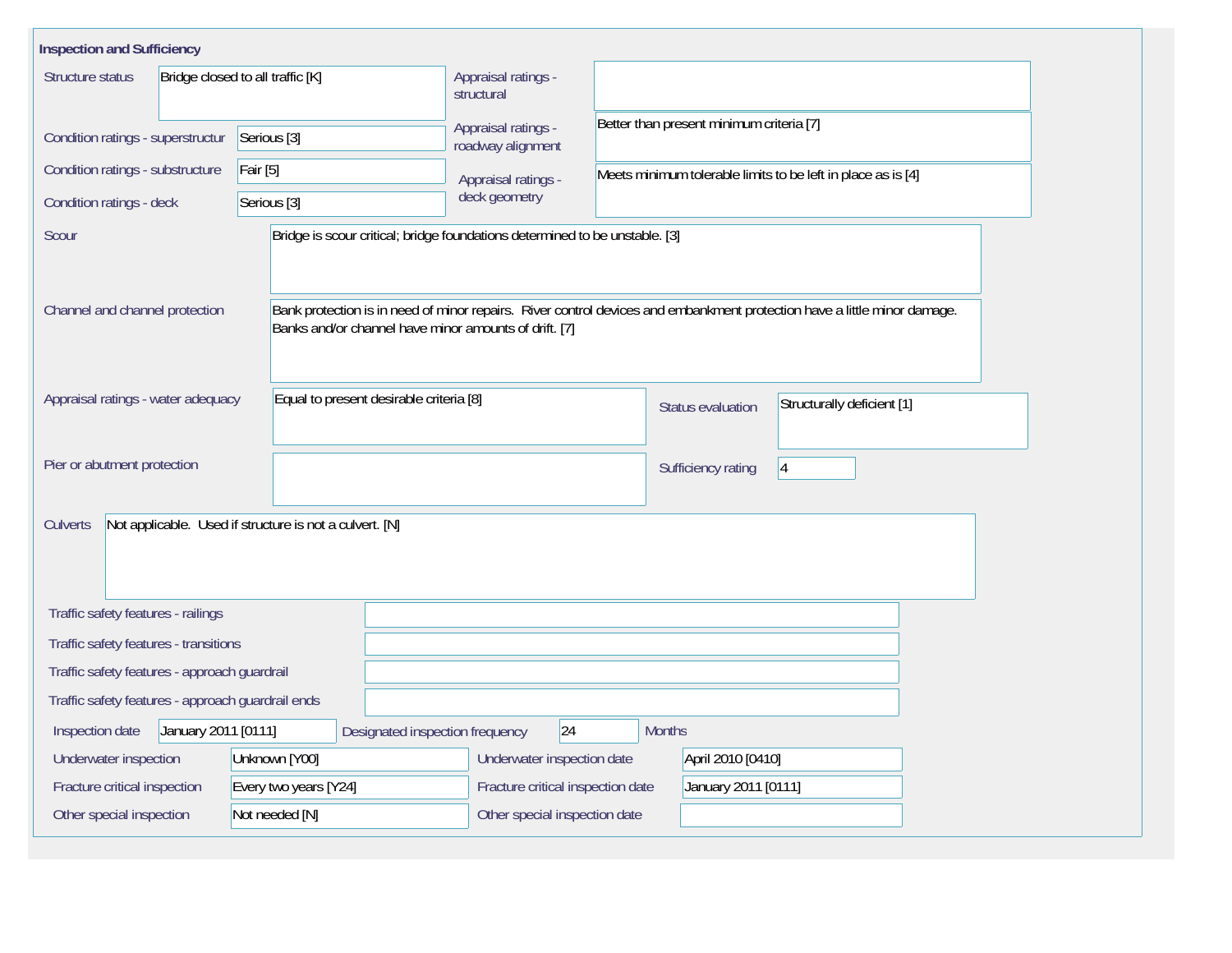## Inspection and Sufficiency

| Field | Value |
| --- | --- |
| Structure status | Bridge closed to all traffic [K] |
| Appraisal ratings - structural | |
| Condition ratings - superstructur | Serious [3] |
| Appraisal ratings - roadway alignment | Better than present minimum criteria [7] |
| Condition ratings - substructure | Fair [5] |
| Appraisal ratings - deck geometry | Meets minimum tolerable limits to be left in place as is [4] |
| Condition ratings - deck | Serious [3] |
| Scour | Bridge is scour critical; bridge foundations determined to be unstable. [3] |
| Channel and channel protection | Bank protection is in need of minor repairs. River control devices and embankment protection have a little minor damage. Banks and/or channel have minor amounts of drift. [7] |
| Appraisal ratings - water adequacy | Equal to present desirable criteria [8] |
| Status evaluation | Structurally deficient [1] |
| Pier or abutment protection | |
| Sufficiency rating | 4 |
| Culverts | Not applicable. Used if structure is not a culvert. [N] |
| Traffic safety features - railings | |
| Traffic safety features - transitions | |
| Traffic safety features - approach guardrail | |
| Traffic safety features - approach guardrail ends | |
| Inspection date | January 2011 [0111] |
| Designated inspection frequency | 24 Months |
| Underwater inspection | Unknown [Y00] |
| Underwater inspection date | April 2010 [0410] |
| Fracture critical inspection | Every two years [Y24] |
| Fracture critical inspection date | January 2011 [0111] |
| Other special inspection | Not needed [N] |
| Other special inspection date | |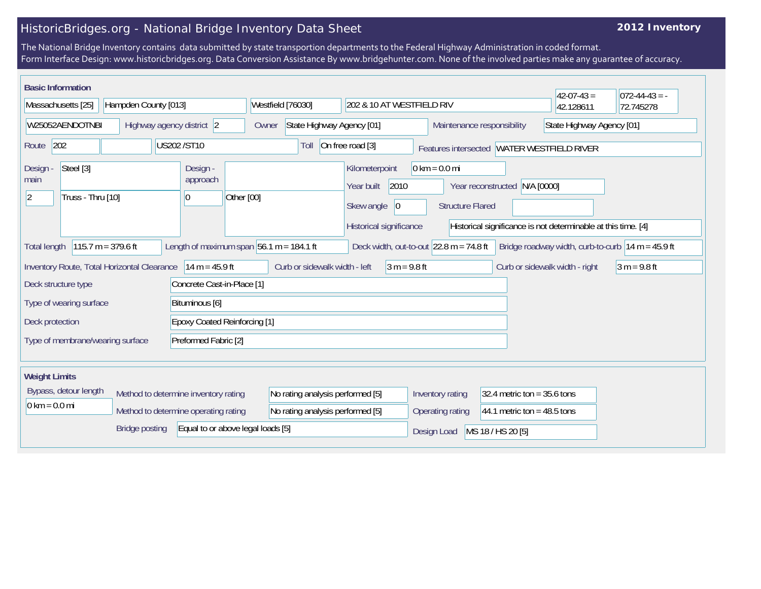# HistoricBridges.org - National Bridge Inventory Data Sheet

**2012 Inventory**

The National Bridge Inventory contains data submitted by state transportion departments to the Federal Highway Administration in coded format.
Form Interface Design: www.historicbridges.org. Data Conversion Assistance By www.bridgehunter.com. None of the involved parties make any guarantee of accuracy.

## Basic Information

| | |
|---|---|
| State | Massachusetts [25] |
| County | Hampden County [013] |
| Place | Westfield [76030] |
| Location | 202 & 10 AT WESTFIELD RIV |
| Latitude | 42-07-43 = 42.128611 |
| Longitude | 072-44-43 = -72.745278 |
| Structure Number | W25052AENDOTNBI |
| Highway agency district | 2 |
| Owner | State Highway Agency [01] |
| Maintenance responsibility | State Highway Agency [01] |
| Route | 202 |
| Facility carried | US202 /ST10 |
| Toll | On free road [3] |
| Features intersected | WATER WESTFIELD RIVER |
| Design - main | Steel [3] |
| Design - main spans | 2 |
| Design - main type | Truss - Thru [10] |
| Design - approach | |
| Design - approach spans | 0 |
| Design - approach type | Other [00] |
| Kilometerpoint | 0 km = 0.0 mi |
| Year built | 2010 |
| Year reconstructed | N/A [0000] |
| Skew angle | 0 |
| Structure Flared | |
| Historical significance | Historical significance is not determinable at this time. [4] |
| Total length | 115.7 m = 379.6 ft |
| Length of maximum span | 56.1 m = 184.1 ft |
| Deck width, out-to-out | 22.8 m = 74.8 ft |
| Bridge roadway width, curb-to-curb | 14 m = 45.9 ft |
| Inventory Route, Total Horizontal Clearance | 14 m = 45.9 ft |
| Curb or sidewalk width - left | 3 m = 9.8 ft |
| Curb or sidewalk width - right | 3 m = 9.8 ft |
| Deck structure type | Concrete Cast-in-Place [1] |
| Type of wearing surface | Bituminous [6] |
| Deck protection | Epoxy Coated Reinforcing [1] |
| Type of membrane/wearing surface | Preformed Fabric [2] |

## Weight Limits

| | |
|---|---|
| Bypass, detour length | 0 km = 0.0 mi |
| Method to determine inventory rating | No rating analysis performed [5] |
| Method to determine operating rating | No rating analysis performed [5] |
| Bridge posting | Equal to or above legal loads [5] |
| Inventory rating | 32.4 metric ton = 35.6 tons |
| Operating rating | 44.1 metric ton = 48.5 tons |
| Design Load | MS 18 / HS 20 [5] |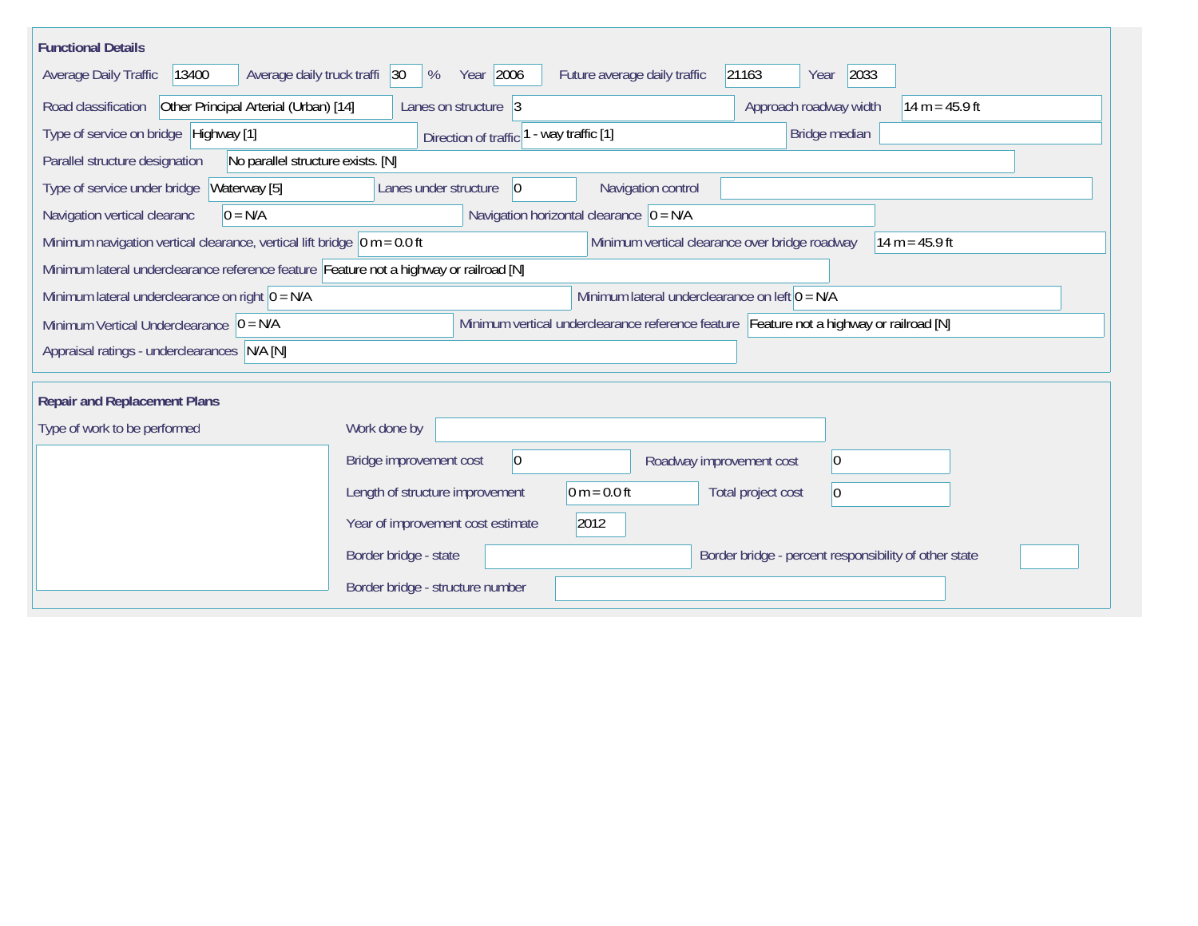## Functional Details

| Field | Value |
|---|---|
| Average Daily Traffic | 13400 |
| Average daily truck traffi | 30 % |
| Year | 2006 |
| Future average daily traffic | 21163 |
| Year | 2033 |
| Road classification | Other Principal Arterial (Urban) [14] |
| Lanes on structure | 3 |
| Approach roadway width | 14 m = 45.9 ft |
| Type of service on bridge | Highway [1] |
| Direction of traffic | 1 - way traffic [1] |
| Bridge median | |
| Parallel structure designation | No parallel structure exists. [N] |
| Type of service under bridge | Waterway [5] |
| Lanes under structure | 0 |
| Navigation control | |
| Navigation vertical clearanc | 0 = N/A |
| Navigation horizontal clearance | 0 = N/A |
| Minimum navigation vertical clearance, vertical lift bridge | 0 m = 0.0 ft |
| Minimum vertical clearance over bridge roadway | 14 m = 45.9 ft |
| Minimum lateral underclearance reference feature | Feature not a highway or railroad [N] |
| Minimum lateral underclearance on right | 0 = N/A |
| Minimum lateral underclearance on left | 0 = N/A |
| Minimum Vertical Underclearance | 0 = N/A |
| Minimum vertical underclearance reference feature | Feature not a highway or railroad [N] |
| Appraisal ratings - underclearances | N/A [N] |

## Repair and Replacement Plans

| Field | Value |
|---|---|
| Type of work to be performed | |
| Work done by | |
| Bridge improvement cost | 0 |
| Roadway improvement cost | 0 |
| Length of structure improvement | 0 m = 0.0 ft |
| Total project cost | 0 |
| Year of improvement cost estimate | 2012 |
| Border bridge - state | |
| Border bridge - percent responsibility of other state | |
| Border bridge - structure number | |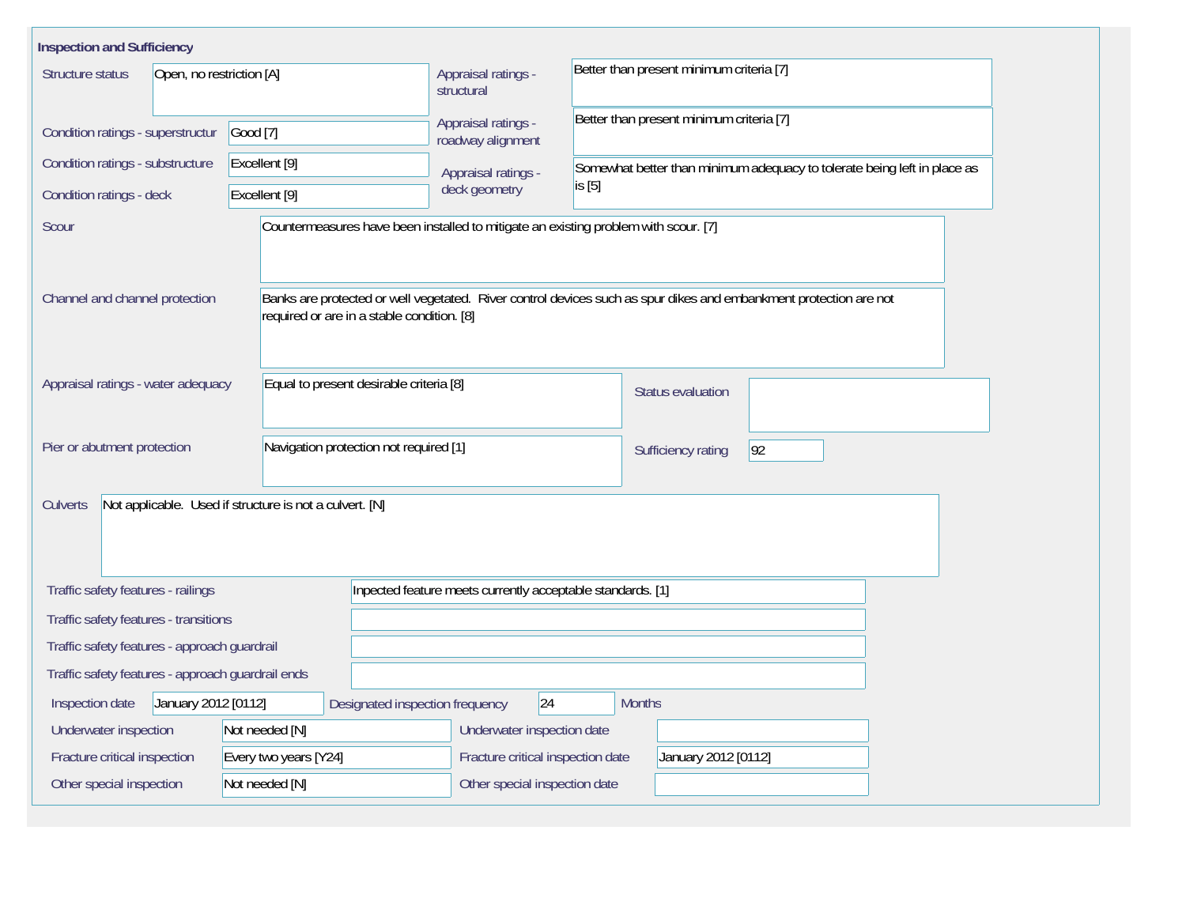## Inspection and Sufficiency

| | |
|---|---|
| Structure status | Open, no restriction [A] |
| Appraisal ratings - structural | Better than present minimum criteria [7] |
| Condition ratings - superstructur | Good [7] |
| Appraisal ratings - roadway alignment | Better than present minimum criteria [7] |
| Condition ratings - substructure | Excellent [9] |
| Appraisal ratings - deck geometry | Somewhat better than minimum adequacy to tolerate being left in place as is [5] |
| Condition ratings - deck | Excellent [9] |
| Scour | Countermeasures have been installed to mitigate an existing problem with scour. [7] |
| Channel and channel protection | Banks are protected or well vegetated. River control devices such as spur dikes and embankment protection are not required or are in a stable condition. [8] |
| Appraisal ratings - water adequacy | Equal to present desirable criteria [8] |
| Status evaluation | |
| Pier or abutment protection | Navigation protection not required [1] |
| Sufficiency rating | 92 |
| Culverts | Not applicable. Used if structure is not a culvert. [N] |
| Traffic safety features - railings | Inpected feature meets currently acceptable standards. [1] |
| Traffic safety features - transitions | |
| Traffic safety features - approach guardrail | |
| Traffic safety features - approach guardrail ends | |
| Inspection date | January 2012 [0112] |
| Designated inspection frequency | 24 Months |
| Underwater inspection | Not needed [N] |
| Underwater inspection date | |
| Fracture critical inspection | Every two years [Y24] |
| Fracture critical inspection date | January 2012 [0112] |
| Other special inspection | Not needed [N] |
| Other special inspection date | |